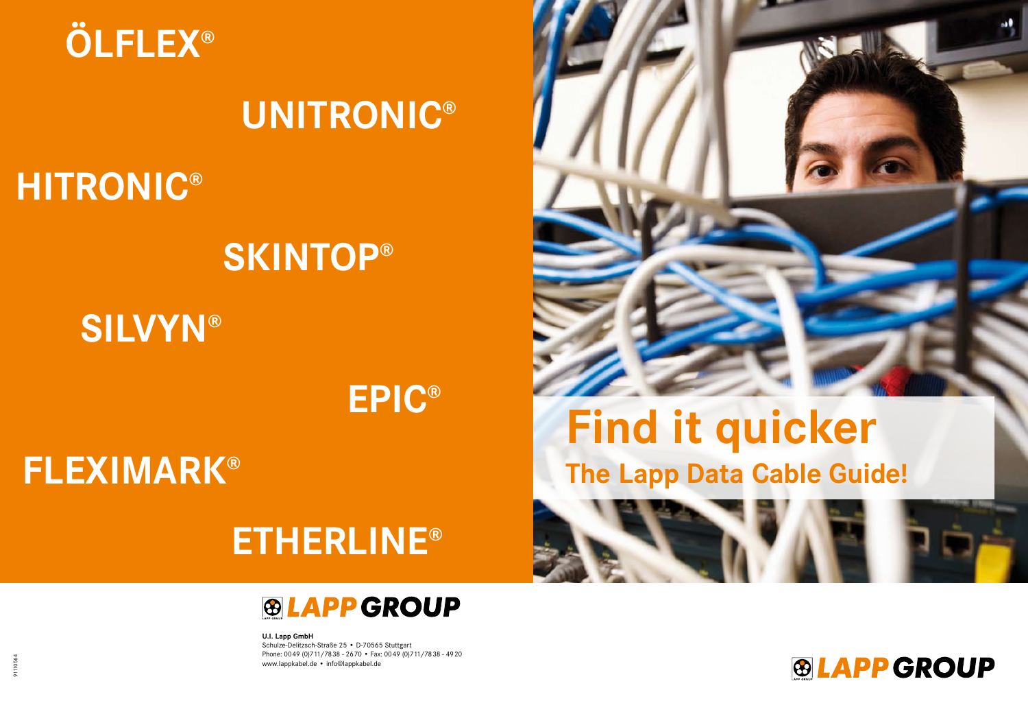ÖLFLEX®

UNITRONIC®

HITRONIC®

SKINTOP®

SILVYN®

EPIC®

FLEXIMARK®

ETHERLINE®

LAPP GROUP

**U.I. Lapp GmbH**
Schulze-Delitzsch-Straße 25 • D-70565 Stuttgart
Phone: 0049 (0)711/7838 - 2670 • Fax: 0049 (0)711/7838 - 4920
www.lappkabel.de • info@lappkabel.de

91110564

# Find it quicker

## The Lapp Data Cable Guide!

LAPP GROUP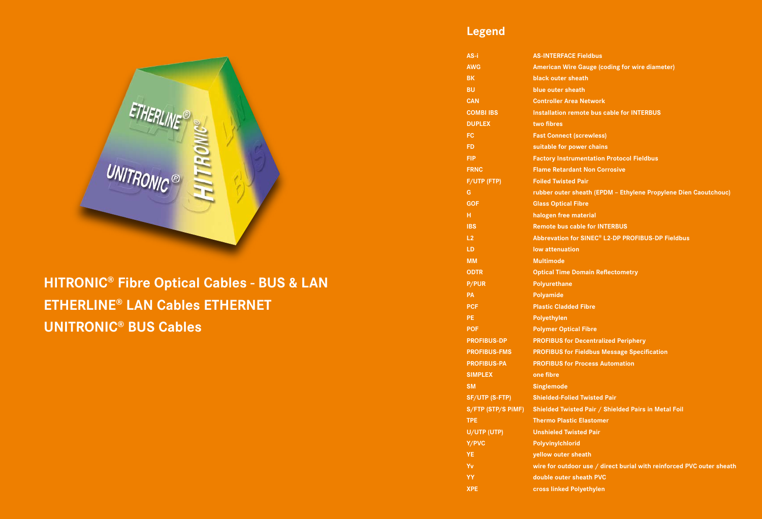**HITRONIC® Fibre Optical Cables - BUS & LAN**
**ETHERLINE® LAN Cables ETHERNET**
**UNITRONIC® BUS Cables**

## Legend

| | |
|---|---|
| AS-i | AS-INTERFACE Fieldbus |
| AWG | American Wire Gauge (coding for wire diameter) |
| BK | black outer sheath |
| BU | blue outer sheath |
| CAN | Controller Area Network |
| COMBI IBS | Installation remote bus cable for INTERBUS |
| DUPLEX | two fibres |
| FC | Fast Connect (screwless) |
| FD | suitable for power chains |
| FIP | Factory Instrumentation Protocol Fieldbus |
| FRNC | Flame Retardant Non Corrosive |
| F/UTP (FTP) | Foiled Twisted Pair |
| G | rubber outer sheath (EPDM – Ethylene Propylene Dien Caoutchouc) |
| GOF | Glass Optical Fibre |
| H | halogen free material |
| IBS | Remote bus cable for INTERBUS |
| L2 | Abbrevation for SINEC® L2-DP PROFIBUS-DP Fieldbus |
| LD | low attenuation |
| MM | Multimode |
| ODTR | Optical Time Domain Reflectometry |
| P/PUR | Polyurethane |
| PA | Polyamide |
| PCF | Plastic Cladded Fibre |
| PE | Polyethylen |
| POF | Polymer Optical Fibre |
| PROFIBUS-DP | PROFIBUS for Decentralized Periphery |
| PROFIBUS-FMS | PROFIBUS for Fieldbus Message Specification |
| PROFIBUS-PA | PROFIBUS for Process Automation |
| SIMPLEX | one fibre |
| SM | Singlemode |
| SF/UTP (S-FTP) | Shielded-Folied Twisted Pair |
| S/FTP (STP/S PiMF) | Shielded Twisted Pair / Shielded Pairs in Metal Foil |
| TPE | Thermo Plastic Elastomer |
| U/UTP (UTP) | Unshielded Twisted Pair |
| Y/PVC | Polyvinylchlorid |
| YE | yellow outer sheath |
| Yv | wire for outdoor use / direct burial with reinforced PVC outer sheath |
| YY | double outer sheath PVC |
| XPE | cross linked Polyethylen |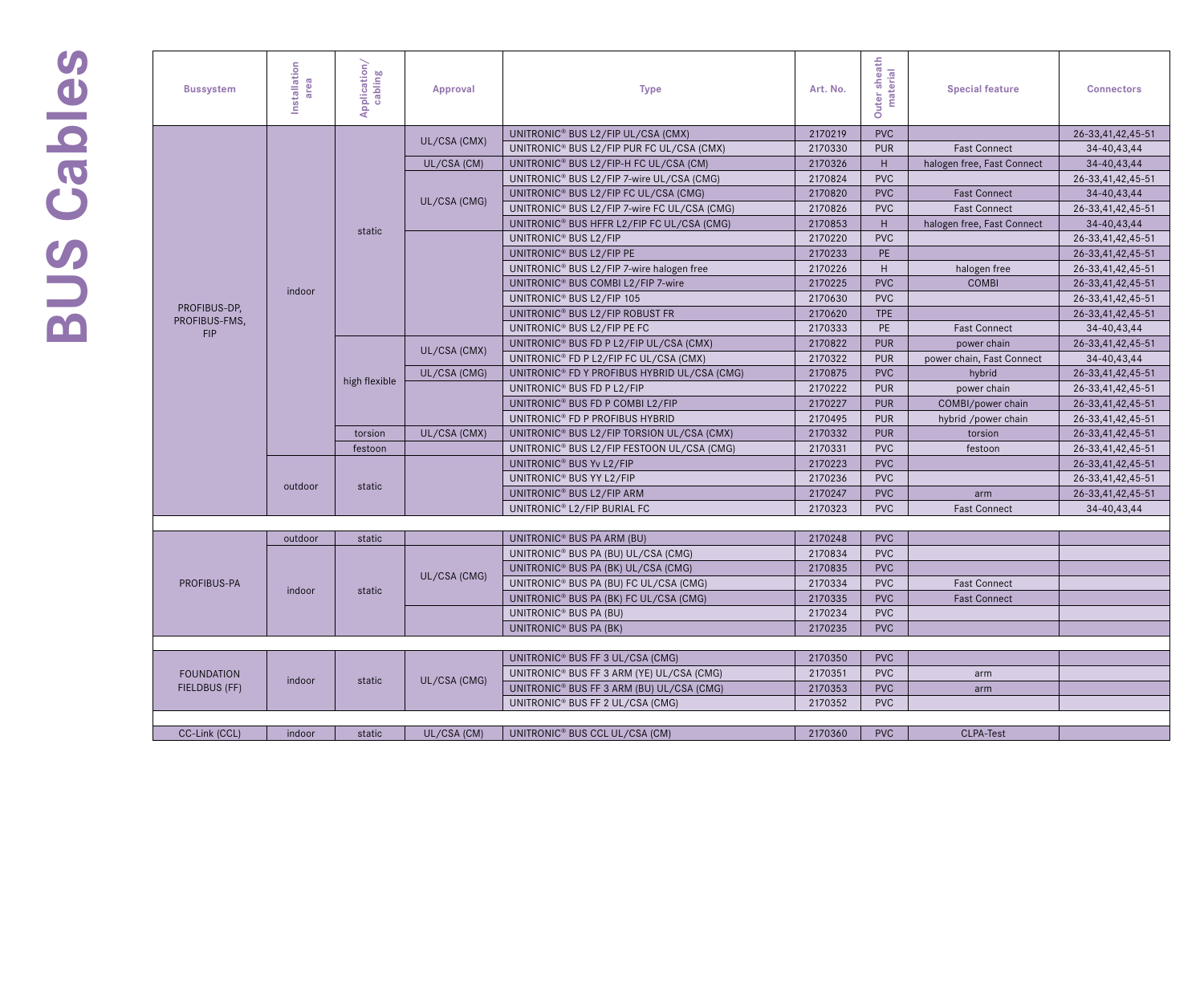# BUS Cables

| Bussystem | Installation area | Application/ cabling | Approval | Type | Art. No. | Outer sheath material | Special feature | Connectors |
|---|---|---|---|---|---|---|---|---|
| PROFIBUS-DP, PROFIBUS-FMS, FIP | indoor | static | UL/CSA (CMX) | UNITRONIC® BUS L2/FIP UL/CSA (CMX) | 2170219 | PVC | | 26-33,41,42,45-51 |
| | | | | UNITRONIC® BUS L2/FIP PUR FC UL/CSA (CMX) | 2170330 | PUR | Fast Connect | 34-40,43,44 |
| | | | UL/CSA (CM) | UNITRONIC® BUS L2/FIP-H FC UL/CSA (CM) | 2170326 | H | halogen free, Fast Connect | 34-40,43,44 |
| | | | UL/CSA (CMG) | UNITRONIC® BUS L2/FIP 7-wire UL/CSA (CMG) | 2170824 | PVC | | 26-33,41,42,45-51 |
| | | | | UNITRONIC® BUS L2/FIP FC UL/CSA (CMG) | 2170820 | PVC | Fast Connect | 34-40,43,44 |
| | | | | UNITRONIC® BUS L2/FIP 7-wire FC UL/CSA (CMG) | 2170826 | PVC | Fast Connect | 26-33,41,42,45-51 |
| | | | | UNITRONIC® BUS HFFR L2/FIP FC UL/CSA (CMG) | 2170853 | H | halogen free, Fast Connect | 34-40,43,44 |
| | | | | UNITRONIC® BUS L2/FIP | 2170220 | PVC | | 26-33,41,42,45-51 |
| | | | | UNITRONIC® BUS L2/FIP PE | 2170233 | PE | | 26-33,41,42,45-51 |
| | | | | UNITRONIC® BUS L2/FIP 7-wire halogen free | 2170226 | H | halogen free | 26-33,41,42,45-51 |
| | | | | UNITRONIC® BUS COMBI L2/FIP 7-wire | 2170225 | PVC | COMBI | 26-33,41,42,45-51 |
| | | | | UNITRONIC® BUS L2/FIP 105 | 2170630 | PVC | | 26-33,41,42,45-51 |
| | | | | UNITRONIC® BUS L2/FIP ROBUST FR | 2170620 | TPE | | 26-33,41,42,45-51 |
| | | | | UNITRONIC® BUS L2/FIP PE FC | 2170333 | PE | Fast Connect | 34-40,43,44 |
| | | high flexible | UL/CSA (CMX) | UNITRONIC® BUS FD P L2/FIP UL/CSA (CMX) | 2170822 | PUR | power chain | 26-33,41,42,45-51 |
| | | | | UNITRONIC® FD P L2/FIP FC UL/CSA (CMX) | 2170322 | PUR | power chain, Fast Connect | 34-40,43,44 |
| | | | UL/CSA (CMG) | UNITRONIC® FD Y PROFIBUS HYBRID UL/CSA (CMG) | 2170875 | PVC | hybrid | 26-33,41,42,45-51 |
| | | | | UNITRONIC® BUS FD P L2/FIP | 2170222 | PUR | power chain | 26-33,41,42,45-51 |
| | | | | UNITRONIC® BUS FD P COMBI L2/FIP | 2170227 | PUR | COMBI/power chain | 26-33,41,42,45-51 |
| | | | | UNITRONIC® FD P PROFIBUS HYBRID | 2170495 | PUR | hybrid /power chain | 26-33,41,42,45-51 |
| | | torsion | UL/CSA (CMX) | UNITRONIC® BUS L2/FIP TORSION UL/CSA (CMX) | 2170332 | PUR | torsion | 26-33,41,42,45-51 |
| | | festoon | | UNITRONIC® BUS L2/FIP FESTOON UL/CSA (CMG) | 2170331 | PVC | festoon | 26-33,41,42,45-51 |
| | outdoor | static | | UNITRONIC® BUS Yv L2/FIP | 2170223 | PVC | | 26-33,41,42,45-51 |
| | | | | UNITRONIC® BUS YY L2/FIP | 2170236 | PVC | | 26-33,41,42,45-51 |
| | | | | UNITRONIC® BUS L2/FIP ARM | 2170247 | PVC | arm | 26-33,41,42,45-51 |
| | | | | UNITRONIC® L2/FIP BURIAL FC | 2170323 | PVC | Fast Connect | 34-40,43,44 |
| | | | | | | | | |
| PROFIBUS-PA | outdoor | static | | UNITRONIC® BUS PA ARM (BU) | 2170248 | PVC | | |
| | indoor | static | UL/CSA (CMG) | UNITRONIC® BUS PA (BU) UL/CSA (CMG) | 2170834 | PVC | | |
| | | | | UNITRONIC® BUS PA (BK) UL/CSA (CMG) | 2170835 | PVC | | |
| | | | | UNITRONIC® BUS PA (BU) FC UL/CSA (CMG) | 2170334 | PVC | Fast Connect | |
| | | | | UNITRONIC® BUS PA (BK) FC UL/CSA (CMG) | 2170335 | PVC | Fast Connect | |
| | | | | UNITRONIC® BUS PA (BU) | 2170234 | PVC | | |
| | | | | UNITRONIC® BUS PA (BK) | 2170235 | PVC | | |
| | | | | | | | | |
| FOUNDATION FIELDBUS (FF) | indoor | static | UL/CSA (CMG) | UNITRONIC® BUS FF 3 UL/CSA (CMG) | 2170350 | PVC | | |
| | | | | UNITRONIC® BUS FF 3 ARM (YE) UL/CSA (CMG) | 2170351 | PVC | arm | |
| | | | | UNITRONIC® BUS FF 3 ARM (BU) UL/CSA (CMG) | 2170353 | PVC | arm | |
| | | | | UNITRONIC® BUS FF 2 UL/CSA (CMG) | 2170352 | PVC | | |
| | | | | | | | | |
| CC-Link (CCL) | indoor | static | UL/CSA (CM) | UNITRONIC® BUS CCL UL/CSA (CM) | 2170360 | PVC | CLPA-Test | |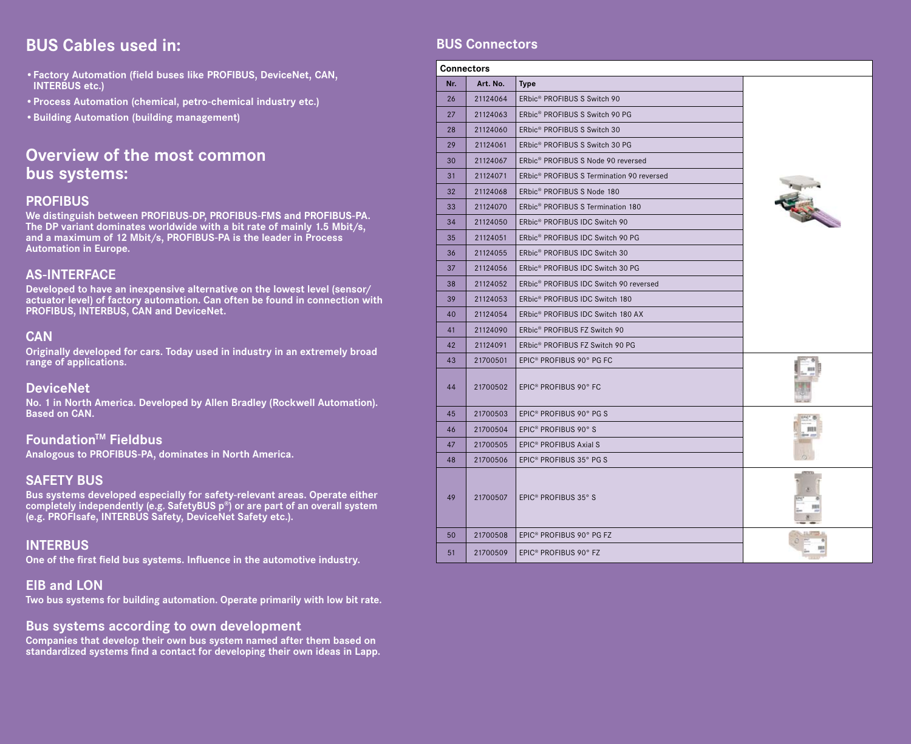## BUS Cables used in:

- Factory Automation (field buses like PROFIBUS, DeviceNet, CAN, INTERBUS etc.)
- Process Automation (chemical, petro-chemical industry etc.)
- Building Automation (building management)

## Overview of the most common bus systems:

### PROFIBUS

We distinguish between PROFIBUS-DP, PROFIBUS-FMS and PROFIBUS-PA. The DP variant dominates worldwide with a bit rate of mainly 1.5 Mbit/s, and a maximum of 12 Mbit/s, PROFIBUS-PA is the leader in Process Automation in Europe.

### AS-INTERFACE

Developed to have an inexpensive alternative on the lowest level (sensor/actuator level) of factory automation. Can often be found in connection with PROFIBUS, INTERBUS, CAN and DeviceNet.

### CAN

Originally developed for cars. Today used in industry in an extremely broad range of applications.

### DeviceNet

No. 1 in North America. Developed by Allen Bradley (Rockwell Automation). Based on CAN.

### Foundation™ Fieldbus

Analogous to PROFIBUS-PA, dominates in North America.

### SAFETY BUS

Bus systems developed especially for safety-relevant areas. Operate either completely independently (e.g. SafetyBUS p®) or are part of an overall system (e.g. PROFIsafe, INTERBUS Safety, DeviceNet Safety etc.).

### INTERBUS

One of the first field bus systems. Influence in the automotive industry.

### EIB and LON

Two bus systems for building automation. Operate primarily with low bit rate.

### Bus systems according to own development

Companies that develop their own bus system named after them based on standardized systems find a contact for developing their own ideas in Lapp.

## BUS Connectors

| Connectors | | |
|---|---|---|
| **Nr.** | **Art. No.** | **Type** |
| 26 | 21124064 | ERbic® PROFIBUS S Switch 90 |
| 27 | 21124063 | ERbic® PROFIBUS S Switch 90 PG |
| 28 | 21124060 | ERbic® PROFIBUS S Switch 30 |
| 29 | 21124061 | ERbic® PROFIBUS S Switch 30 PG |
| 30 | 21124067 | ERbic® PROFIBUS S Node 90 reversed |
| 31 | 21124071 | ERbic® PROFIBUS S Termination 90 reversed |
| 32 | 21124068 | ERbic® PROFIBUS S Node 180 |
| 33 | 21124070 | ERbic® PROFIBUS S Termination 180 |
| 34 | 21124050 | ERbic® PROFIBUS IDC Switch 90 |
| 35 | 21124051 | ERbic® PROFIBUS IDC Switch 90 PG |
| 36 | 21124055 | ERbic® PROFIBUS IDC Switch 30 |
| 37 | 21124056 | ERbic® PROFIBUS IDC Switch 30 PG |
| 38 | 21124052 | ERbic® PROFIBUS IDC Switch 90 reversed |
| 39 | 21124053 | ERbic® PROFIBUS IDC Switch 180 |
| 40 | 21124054 | ERbic® PROFIBUS IDC Switch 180 AX |
| 41 | 21124090 | ERbic® PROFIBUS FZ Switch 90 |
| 42 | 21124091 | ERbic® PROFIBUS FZ Switch 90 PG |
| 43 | 21700501 | EPIC® PROFIBUS 90° PG FC |
| 44 | 21700502 | EPIC® PROFIBUS 90° FC |
| 45 | 21700503 | EPIC® PROFIBUS 90° PG S |
| 46 | 21700504 | EPIC® PROFIBUS 90° S |
| 47 | 21700505 | EPIC® PROFIBUS Axial S |
| 48 | 21700506 | EPIC® PROFIBUS 35° PG S |
| 49 | 21700507 | EPIC® PROFIBUS 35° S |
| 50 | 21700508 | EPIC® PROFIBUS 90° PG FZ |
| 51 | 21700509 | EPIC® PROFIBUS 90° FZ |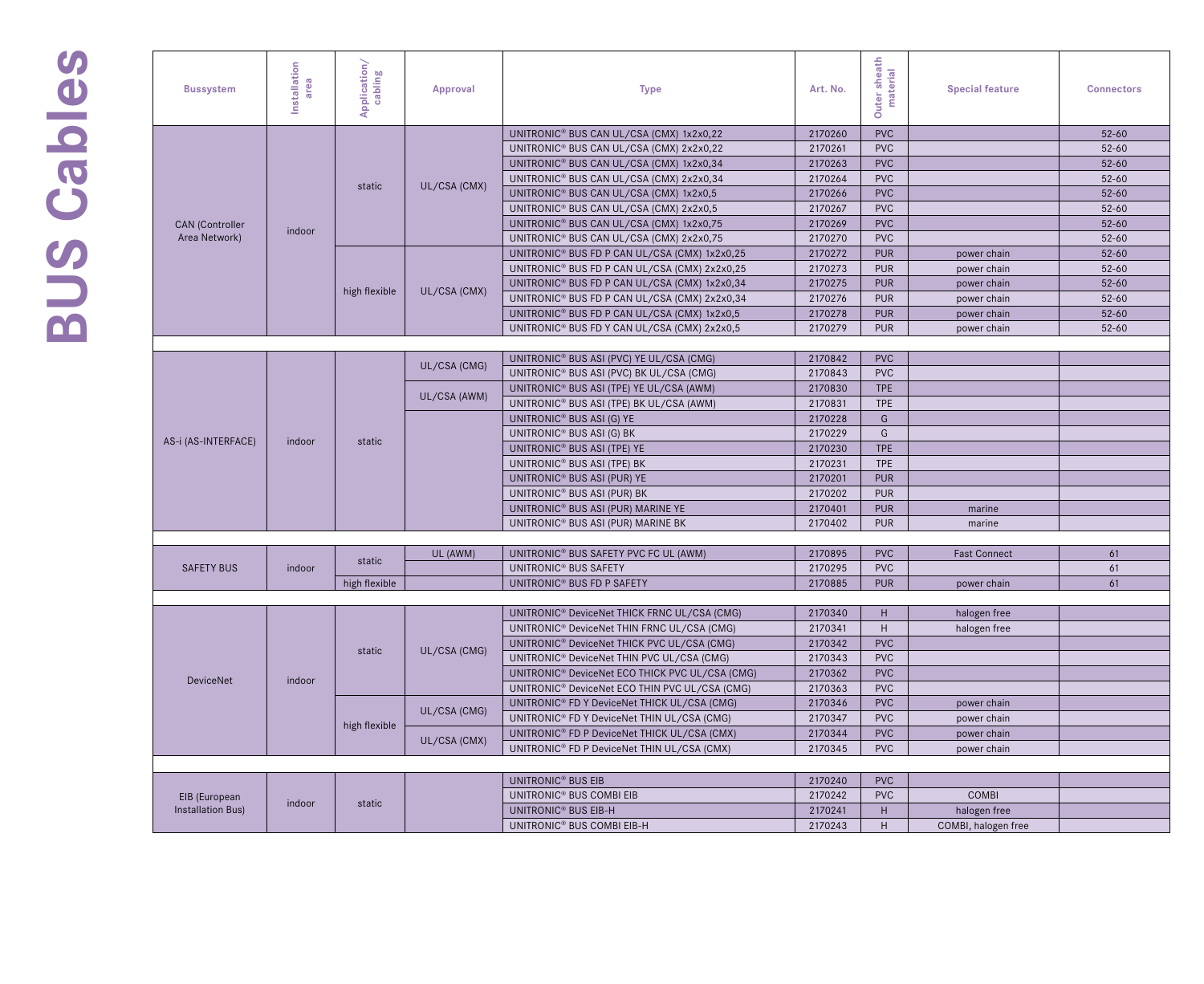# BUS Cables

| Bussystem | Installation area | Application/ cabling | Approval | Type | Art. No. | Outer sheath material | Special feature | Connectors |
|---|---|---|---|---|---|---|---|---|
| CAN (Controller Area Network) | indoor | static | UL/CSA (CMX) | UNITRONIC® BUS CAN UL/CSA (CMX) 1x2x0,22 | 2170260 | PVC | | 52-60 |
| | | | | UNITRONIC® BUS CAN UL/CSA (CMX) 2x2x0,22 | 2170261 | PVC | | 52-60 |
| | | | | UNITRONIC® BUS CAN UL/CSA (CMX) 1x2x0,34 | 2170263 | PVC | | 52-60 |
| | | | | UNITRONIC® BUS CAN UL/CSA (CMX) 2x2x0,34 | 2170264 | PVC | | 52-60 |
| | | | | UNITRONIC® BUS CAN UL/CSA (CMX) 1x2x0,5 | 2170266 | PVC | | 52-60 |
| | | | | UNITRONIC® BUS CAN UL/CSA (CMX) 2x2x0,5 | 2170267 | PVC | | 52-60 |
| | | | | UNITRONIC® BUS CAN UL/CSA (CMX) 1x2x0,75 | 2170269 | PVC | | 52-60 |
| | | | | UNITRONIC® BUS CAN UL/CSA (CMX) 2x2x0,75 | 2170270 | PVC | | 52-60 |
| | | high flexible | UL/CSA (CMX) | UNITRONIC® BUS FD P CAN UL/CSA (CMX) 1x2x0,25 | 2170272 | PUR | power chain | 52-60 |
| | | | | UNITRONIC® BUS FD P CAN UL/CSA (CMX) 2x2x0,25 | 2170273 | PUR | power chain | 52-60 |
| | | | | UNITRONIC® BUS FD P CAN UL/CSA (CMX) 1x2x0,34 | 2170275 | PUR | power chain | 52-60 |
| | | | | UNITRONIC® BUS FD P CAN UL/CSA (CMX) 2x2x0,34 | 2170276 | PUR | power chain | 52-60 |
| | | | | UNITRONIC® BUS FD P CAN UL/CSA (CMX) 1x2x0,5 | 2170278 | PUR | power chain | 52-60 |
| | | | | UNITRONIC® BUS FD Y CAN UL/CSA (CMX) 2x2x0,5 | 2170279 | PUR | power chain | 52-60 |
| AS-i (AS-INTERFACE) | indoor | static | UL/CSA (CMG) | UNITRONIC® BUS ASI (PVC) YE UL/CSA (CMG) | 2170842 | PVC | | |
| | | | | UNITRONIC® BUS ASI (PVC) BK UL/CSA (CMG) | 2170843 | PVC | | |
| | | | UL/CSA (AWM) | UNITRONIC® BUS ASI (TPE) YE UL/CSA (AWM) | 2170830 | TPE | | |
| | | | | UNITRONIC® BUS ASI (TPE) BK UL/CSA (AWM) | 2170831 | TPE | | |
| | | | | UNITRONIC® BUS ASI (G) YE | 2170228 | G | | |
| | | | | UNITRONIC® BUS ASI (G) BK | 2170229 | G | | |
| | | | | UNITRONIC® BUS ASI (TPE) YE | 2170230 | TPE | | |
| | | | | UNITRONIC® BUS ASI (TPE) BK | 2170231 | TPE | | |
| | | | | UNITRONIC® BUS ASI (PUR) YE | 2170201 | PUR | | |
| | | | | UNITRONIC® BUS ASI (PUR) BK | 2170202 | PUR | | |
| | | | | UNITRONIC® BUS ASI (PUR) MARINE YE | 2170401 | PUR | marine | |
| | | | | UNITRONIC® BUS ASI (PUR) MARINE BK | 2170402 | PUR | marine | |
| SAFETY BUS | indoor | static | UL (AWM) | UNITRONIC® BUS SAFETY PVC FC UL (AWM) | 2170895 | PVC | Fast Connect | 61 |
| | | | | UNITRONIC® BUS SAFETY | 2170295 | PVC | | 61 |
| | | high flexible | | UNITRONIC® BUS FD P SAFETY | 2170885 | PUR | power chain | 61 |
| DeviceNet | indoor | static | UL/CSA (CMG) | UNITRONIC® DeviceNet THICK FRNC UL/CSA (CMG) | 2170340 | H | halogen free | |
| | | | | UNITRONIC® DeviceNet THIN FRNC UL/CSA (CMG) | 2170341 | H | halogen free | |
| | | | | UNITRONIC® DeviceNet THICK PVC UL/CSA (CMG) | 2170342 | PVC | | |
| | | | | UNITRONIC® DeviceNet THIN PVC UL/CSA (CMG) | 2170343 | PVC | | |
| | | | | UNITRONIC® DeviceNet ECO THICK PVC UL/CSA (CMG) | 2170362 | PVC | | |
| | | | | UNITRONIC® DeviceNet ECO THIN PVC UL/CSA (CMG) | 2170363 | PVC | | |
| | | high flexible | UL/CSA (CMG) | UNITRONIC® FD Y DeviceNet THICK UL/CSA (CMG) | 2170346 | PVC | power chain | |
| | | | | UNITRONIC® FD Y DeviceNet THIN UL/CSA (CMG) | 2170347 | PVC | power chain | |
| | | | UL/CSA (CMX) | UNITRONIC® FD P DeviceNet THICK UL/CSA (CMX) | 2170344 | PVC | power chain | |
| | | | | UNITRONIC® FD P DeviceNet THIN UL/CSA (CMX) | 2170345 | PVC | power chain | |
| EIB (European Installation Bus) | indoor | static | | UNITRONIC® BUS EIB | 2170240 | PVC | | |
| | | | | UNITRONIC® BUS COMBI EIB | 2170242 | PVC | COMBI | |
| | | | | UNITRONIC® BUS EIB-H | 2170241 | H | halogen free | |
| | | | | UNITRONIC® BUS COMBI EIB-H | 2170243 | H | COMBI, halogen free | |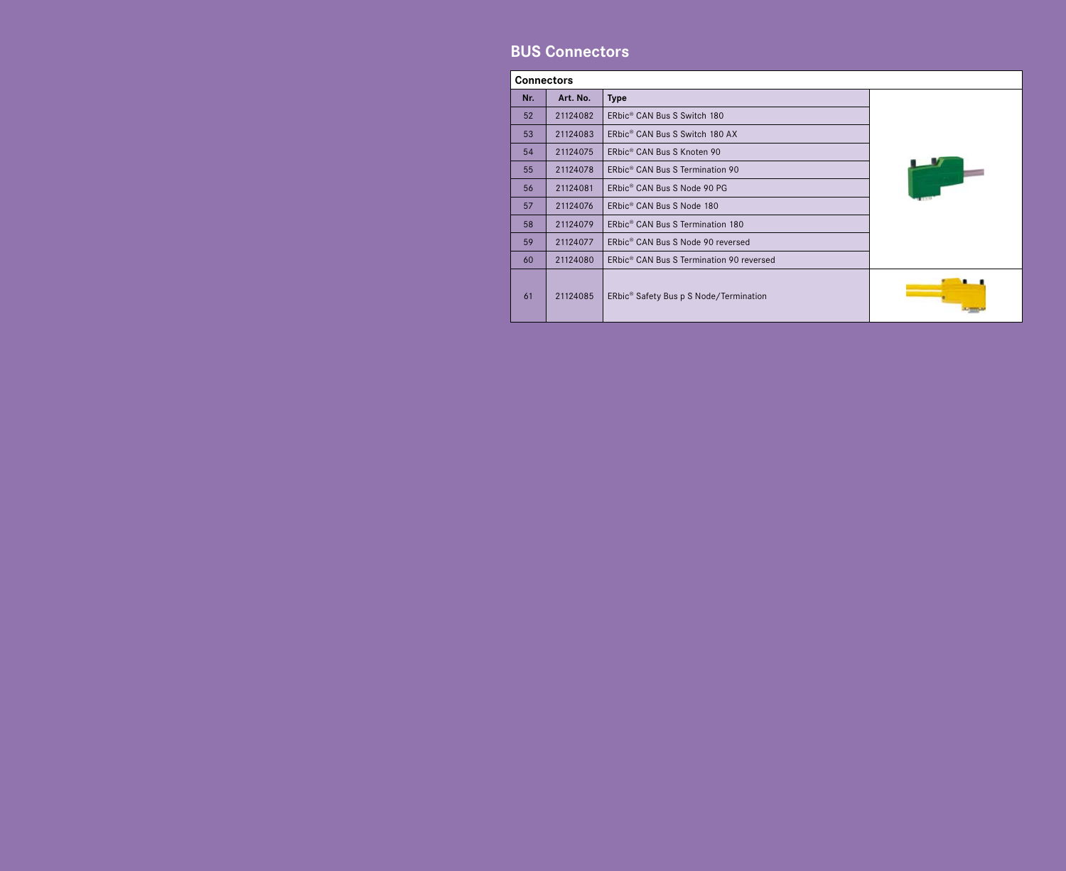## BUS Connectors

| Connectors | | |
|---|---|---|
| **Nr.** | **Art. No.** | **Type** |
| 52 | 21124082 | ERbic® CAN Bus S Switch 180 |
| 53 | 21124083 | ERbic® CAN Bus S Switch 180 AX |
| 54 | 21124075 | ERbic® CAN Bus S Knoten 90 |
| 55 | 21124078 | ERbic® CAN Bus S Termination 90 |
| 56 | 21124081 | ERbic® CAN Bus S Node 90 PG |
| 57 | 21124076 | ERbic® CAN Bus S Node 180 |
| 58 | 21124079 | ERbic® CAN Bus S Termination 180 |
| 59 | 21124077 | ERbic® CAN Bus S Node 90 reversed |
| 60 | 21124080 | ERbic® CAN Bus S Termination 90 reversed |
| 61 | 21124085 | ERbic® Safety Bus p S Node/Termination |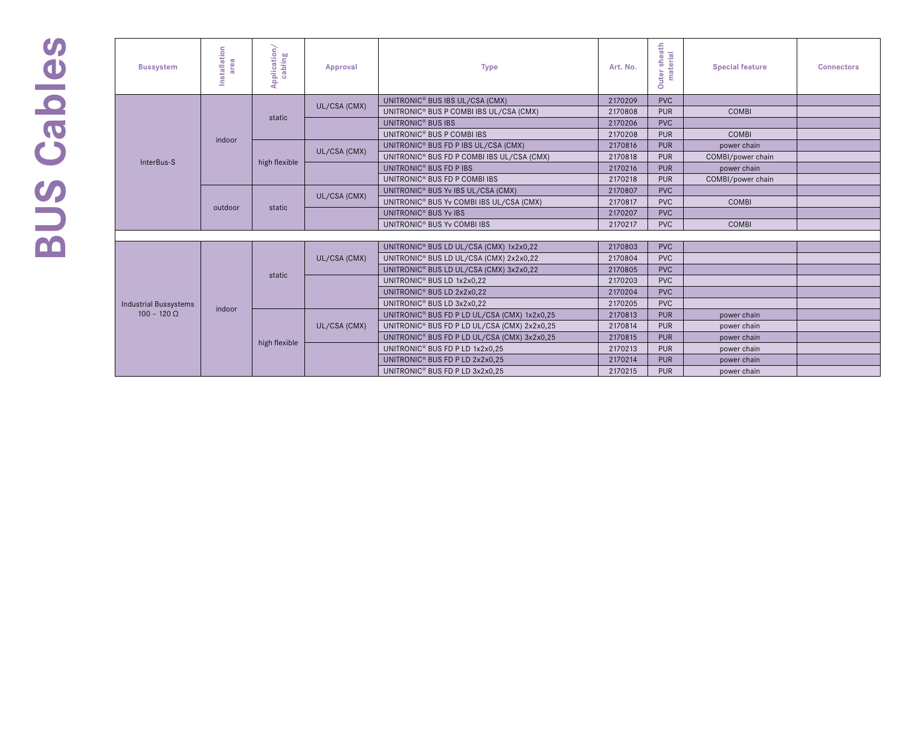# BUS Cables

| Bussystem | Installation area | Application/ cabling | Approval | Type | Art. No. | Outer sheath material | Special feature | Connectors |
|---|---|---|---|---|---|---|---|---|
| InterBus-S | indoor | static | UL/CSA (CMX) | UNITRONIC® BUS IBS UL/CSA (CMX) | 2170209 | PVC | | |
| | | | | UNITRONIC® BUS P COMBI IBS UL/CSA (CMX) | 2170808 | PUR | COMBI | |
| | | | | UNITRONIC® BUS IBS | 2170206 | PVC | | |
| | | | | UNITRONIC® BUS P COMBI IBS | 2170208 | PUR | COMBI | |
| | | high flexible | UL/CSA (CMX) | UNITRONIC® BUS FD P IBS UL/CSA (CMX) | 2170816 | PUR | power chain | |
| | | | | UNITRONIC® BUS FD P COMBI IBS UL/CSA (CMX) | 2170818 | PUR | COMBI/power chain | |
| | | | | UNITRONIC® BUS FD P IBS | 2170216 | PUR | power chain | |
| | | | | UNITRONIC® BUS FD P COMBI IBS | 2170218 | PUR | COMBI/power chain | |
| | outdoor | static | UL/CSA (CMX) | UNITRONIC® BUS Yv IBS UL/CSA (CMX) | 2170807 | PVC | | |
| | | | | UNITRONIC® BUS Yv COMBI IBS UL/CSA (CMX) | 2170817 | PVC | COMBI | |
| | | | | UNITRONIC® BUS Yv IBS | 2170207 | PVC | | |
| | | | | UNITRONIC® BUS Yv COMBI IBS | 2170217 | PVC | COMBI | |
| Industrial Bussystems 100 – 120 Ω | indoor | static | UL/CSA (CMX) | UNITRONIC® BUS LD UL/CSA (CMX) 1x2x0,22 | 2170803 | PVC | | |
| | | | | UNITRONIC® BUS LD UL/CSA (CMX) 2x2x0,22 | 2170804 | PVC | | |
| | | | | UNITRONIC® BUS LD UL/CSA (CMX) 3x2x0,22 | 2170805 | PVC | | |
| | | | | UNITRONIC® BUS LD 1x2x0,22 | 2170203 | PVC | | |
| | | | | UNITRONIC® BUS LD 2x2x0,22 | 2170204 | PVC | | |
| | | | | UNITRONIC® BUS LD 3x2x0,22 | 2170205 | PVC | | |
| | | high flexible | UL/CSA (CMX) | UNITRONIC® BUS FD P LD UL/CSA (CMX) 1x2x0,25 | 2170813 | PUR | power chain | |
| | | | | UNITRONIC® BUS FD P LD UL/CSA (CMX) 2x2x0,25 | 2170814 | PUR | power chain | |
| | | | | UNITRONIC® BUS FD P LD UL/CSA (CMX) 3x2x0,25 | 2170815 | PUR | power chain | |
| | | | | UNITRONIC® BUS FD P LD 1x2x0,25 | 2170213 | PUR | power chain | |
| | | | | UNITRONIC® BUS FD P LD 2x2x0,25 | 2170214 | PUR | power chain | |
| | | | | UNITRONIC® BUS FD P LD 3x2x0,25 | 2170215 | PUR | power chain | |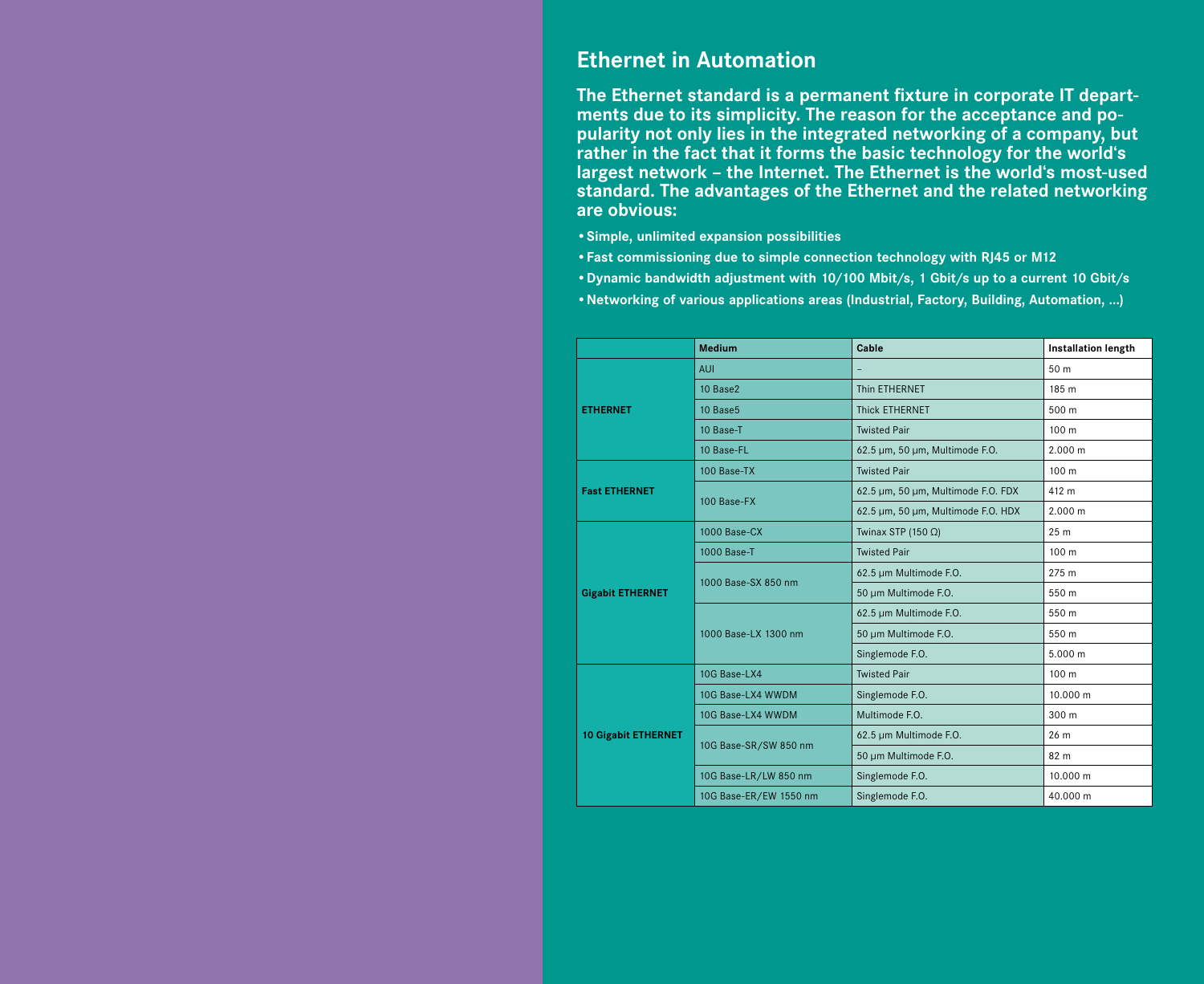## Ethernet in Automation

**The Ethernet standard is a permanent fixture in corporate IT departments due to its simplicity. The reason for the acceptance and popularity not only lies in the integrated networking of a company, but rather in the fact that it forms the basic technology for the world's largest network – the Internet. The Ethernet is the world's most-used standard. The advantages of the Ethernet and the related networking are obvious:**

- **Simple, unlimited expansion possibilities**
- **Fast commissioning due to simple connection technology with RJ45 or M12**
- **Dynamic bandwidth adjustment with 10/100 Mbit/s, 1 Gbit/s up to a current 10 Gbit/s**
- **Networking of various applications areas (Industrial, Factory, Building, Automation, ...)**

| | Medium | Cable | Installation length |
|---|---|---|---|
| **ETHERNET** | AUI | – | 50 m |
| | 10 Base2 | Thin ETHERNET | 185 m |
| | 10 Base5 | Thick ETHERNET | 500 m |
| | 10 Base-T | Twisted Pair | 100 m |
| | 10 Base-FL | 62.5 µm, 50 µm, Multimode F.O. | 2.000 m |
| **Fast ETHERNET** | 100 Base-TX | Twisted Pair | 100 m |
| | 100 Base-FX | 62.5 µm, 50 µm, Multimode F.O. FDX | 412 m |
| | | 62.5 µm, 50 µm, Multimode F.O. HDX | 2.000 m |
| **Gigabit ETHERNET** | 1000 Base-CX | Twinax STP (150 Ω) | 25 m |
| | 1000 Base-T | Twisted Pair | 100 m |
| | 1000 Base-SX 850 nm | 62.5 µm Multimode F.O. | 275 m |
| | | 50 µm Multimode F.O. | 550 m |
| | 1000 Base-LX 1300 nm | 62.5 µm Multimode F.O. | 550 m |
| | | 50 µm Multimode F.O. | 550 m |
| | | Singlemode F.O. | 5.000 m |
| **10 Gigabit ETHERNET** | 10G Base-LX4 | Twisted Pair | 100 m |
| | 10G Base-LX4 WWDM | Singlemode F.O. | 10.000 m |
| | 10G Base-LX4 WWDM | Multimode F.O. | 300 m |
| | 10G Base-SR/SW 850 nm | 62.5 µm Multimode F.O. | 26 m |
| | | 50 µm Multimode F.O. | 82 m |
| | 10G Base-LR/LW 850 nm | Singlemode F.O. | 10.000 m |
| | 10G Base-ER/EW 1550 nm | Singlemode F.O. | 40.000 m |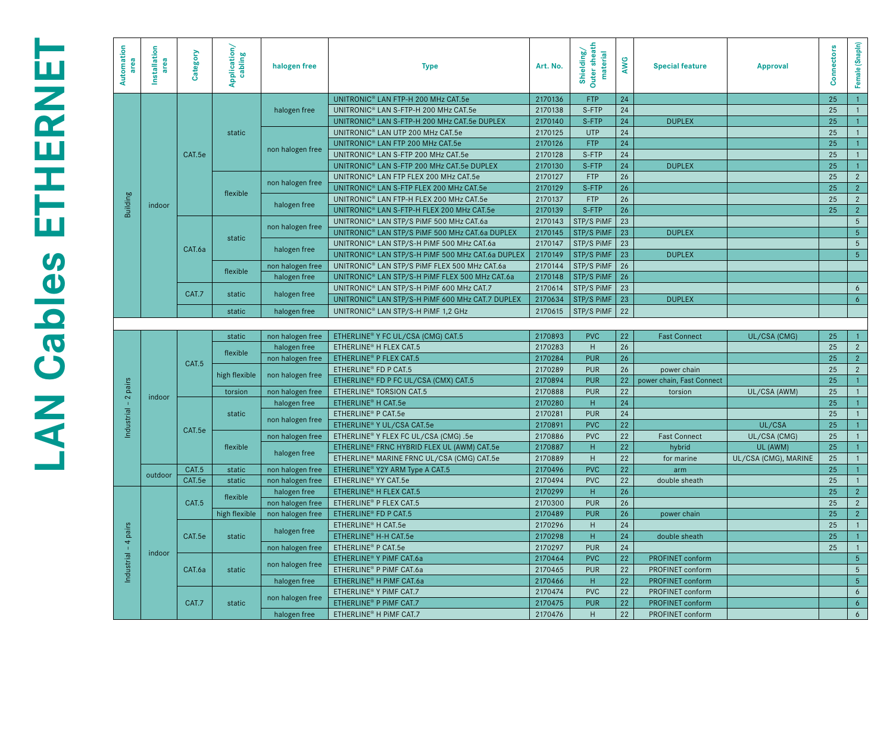# LAN Cables ETHERNET

| Automation area | Installation area | Category | Application/ cabling | halogen free | Type | Art. No. | Shielding/ Outer sheath material | AWG | Special feature | Approval | Connectors | Female (SnapIn) |
|---|---|---|---|---|---|---|---|---|---|---|---|---|
| Building | indoor | CAT.5e | static | halogen free | UNITRONIC® LAN FTP-H 200 MHz CAT.5e | 2170136 | FTP | 24 | | | 25 | 1 |
| | | | | | UNITRONIC® LAN S-FTP-H 200 MHz CAT.5e | 2170138 | S-FTP | 24 | | | 25 | 1 |
| | | | | | UNITRONIC® LAN S-FTP-H 200 MHz CAT.5e DUPLEX | 2170140 | S-FTP | 24 | DUPLEX | | 25 | 1 |
| | | | | non halogen free | UNITRONIC® LAN UTP 200 MHz CAT.5e | 2170125 | UTP | 24 | | | 25 | 1 |
| | | | | | UNITRONIC® LAN FTP 200 MHz CAT.5e | 2170126 | FTP | 24 | | | 25 | 1 |
| | | | | | UNITRONIC® LAN S-FTP 200 MHz CAT.5e | 2170128 | S-FTP | 24 | | | 25 | 1 |
| | | | | | UNITRONIC® LAN S-FTP 200 MHz CAT.5e DUPLEX | 2170130 | S-FTP | 24 | DUPLEX | | 25 | 1 |
| | | | flexible | non halogen free | UNITRONIC® LAN FTP FLEX 200 MHz CAT.5e | 2170127 | FTP | 26 | | | 25 | 2 |
| | | | | | UNITRONIC® LAN S-FTP FLEX 200 MHz CAT.5e | 2170129 | S-FTP | 26 | | | 25 | 2 |
| | | | | halogen free | UNITRONIC® LAN FTP-H FLEX 200 MHz CAT.5e | 2170137 | FTP | 26 | | | 25 | 2 |
| | | | | | UNITRONIC® LAN S-FTP-H FLEX 200 MHz CAT.5e | 2170139 | S-FTP | 26 | | | 25 | 2 |
| | | CAT.6a | static | non halogen free | UNITRONIC® LAN STP/S PiMF 500 MHz CAT.6a | 2170143 | STP/S PiMF | 23 | | | | 5 |
| | | | | | UNITRONIC® LAN STP/S PiMF 500 MHz CAT.6a DUPLEX | 2170145 | STP/S PiMF | 23 | DUPLEX | | | 5 |
| | | | | halogen free | UNITRONIC® LAN STP/S-H PiMF 500 MHz CAT.6a | 2170147 | STP/S PiMF | 23 | | | | 5 |
| | | | | | UNITRONIC® LAN STP/S-H PiMF 500 MHz CAT.6a DUPLEX | 2170149 | STP/S PiMF | 23 | DUPLEX | | | 5 |
| | | | flexible | non halogen free | UNITRONIC® LAN STP/S PiMF FLEX 500 MHz CAT.6a | 2170144 | STP/S PiMF | 26 | | | | |
| | | | | halogen free | UNITRONIC® LAN STP/S-H PiMF FLEX 500 MHz CAT.6a | 2170148 | STP/S PiMF | 26 | | | | |
| | | CAT.7 | static | halogen free | UNITRONIC® LAN STP/S-H PiMF 600 MHz CAT.7 | 2170614 | STP/S PiMF | 23 | | | | 6 |
| | | | | | UNITRONIC® LAN STP/S-H PiMF 600 MHz CAT.7 DUPLEX | 2170634 | STP/S PiMF | 23 | DUPLEX | | | 6 |
| | | | static | halogen free | UNITRONIC® LAN STP/S-H PiMF 1,2 GHz | 2170615 | STP/S PiMF | 22 | | | | |
| Industrial – 2 pairs | indoor | CAT.5 | static | non halogen free | ETHERLINE® Y FC UL/CSA (CMG) CAT.5 | 2170893 | PVC | 22 | Fast Connect | UL/CSA (CMG) | 25 | 1 |
| | | | flexible | halogen free | ETHERLINE® H FLEX CAT.5 | 2170283 | H | 26 | | | 25 | 2 |
| | | | | non halogen free | ETHERLINE® P FLEX CAT.5 | 2170284 | PUR | 26 | | | 25 | 2 |
| | | | high flexible | non halogen free | ETHERLINE® FD P CAT.5 | 2170289 | PUR | 26 | power chain | | 25 | 2 |
| | | | | | ETHERLINE® FD P FC UL/CSA (CMX) CAT.5 | 2170894 | PUR | 22 | power chain, Fast Connect | | 25 | 1 |
| | | | torsion | non halogen free | ETHERLINE® TORSION CAT.5 | 2170888 | PUR | 22 | torsion | UL/CSA (AWM) | 25 | 1 |
| | | CAT.5e | static | halogen free | ETHERLINE® H CAT.5e | 2170280 | H | 24 | | | 25 | 1 |
| | | | | non halogen free | ETHERLINE® P CAT.5e | 2170281 | PUR | 24 | | | 25 | 1 |
| | | | | | ETHERLINE® Y UL/CSA CAT.5e | 2170891 | PVC | 22 | | UL/CSA | 25 | 1 |
| | | | flexible | non halogen free | ETHERLINE® Y FLEX FC UL/CSA (CMG) .5e | 2170886 | PVC | 22 | Fast Connect | UL/CSA (CMG) | 25 | 1 |
| | | | | halogen free | ETHERLINE® FRNC HYBRID FLEX UL (AWM) CAT.5e | 2170887 | H | 22 | hybrid | UL (AWM) | 25 | 1 |
| | | | | | ETHERLINE® MARINE FRNC UL/CSA (CMG) CAT.5e | 2170889 | H | 22 | for marine | UL/CSA (CMG), MARINE | 25 | 1 |
| | outdoor | CAT.5 | static | non halogen free | ETHERLINE® Y2Y ARM Type A CAT.5 | 2170496 | PVC | 22 | arm | | 25 | 1 |
| | | CAT.5e | static | non halogen free | ETHERLINE® YY CAT.5e | 2170494 | PVC | 22 | double sheath | | 25 | 1 |
| Industrial - 4 pairs | indoor | CAT.5 | flexible | halogen free | ETHERLINE® H FLEX CAT.5 | 2170299 | H | 26 | | | 25 | 2 |
| | | | | non halogen free | ETHERLINE® P FLEX CAT.5 | 2170300 | PUR | 26 | | | 25 | 2 |
| | | | high flexible | non halogen free | ETHERLINE® FD P CAT.5 | 2170489 | PUR | 26 | power chain | | 25 | 2 |
| | | CAT.5e | static | halogen free | ETHERLINE® H CAT.5e | 2170296 | H | 24 | | | 25 | 1 |
| | | | | | ETHERLINE® H-H CAT.5e | 2170298 | H | 24 | double sheath | | 25 | 1 |
| | | | | non halogen free | ETHERLINE® P CAT.5e | 2170297 | PUR | 24 | | | 25 | 1 |
| | | CAT.6a | static | non halogen free | ETHERLINE® Y PiMF CAT.6a | 2170464 | PVC | 22 | PROFINET conform | | | 5 |
| | | | | | ETHERLINE® P PiMF CAT.6a | 2170465 | PUR | 22 | PROFINET conform | | | 5 |
| | | | | halogen free | ETHERLINE® H PiMF CAT.6a | 2170466 | H | 22 | PROFINET conform | | | 5 |
| | | CAT.7 | static | non halogen free | ETHERLINE® Y PiMF CAT.7 | 2170474 | PVC | 22 | PROFINET conform | | | 6 |
| | | | | | ETHERLINE® P PiMF CAT.7 | 2170475 | PUR | 22 | PROFINET conform | | | 6 |
| | | | | halogen free | ETHERLINE® H PiMF CAT.7 | 2170476 | H | 22 | PROFINET conform | | | 6 |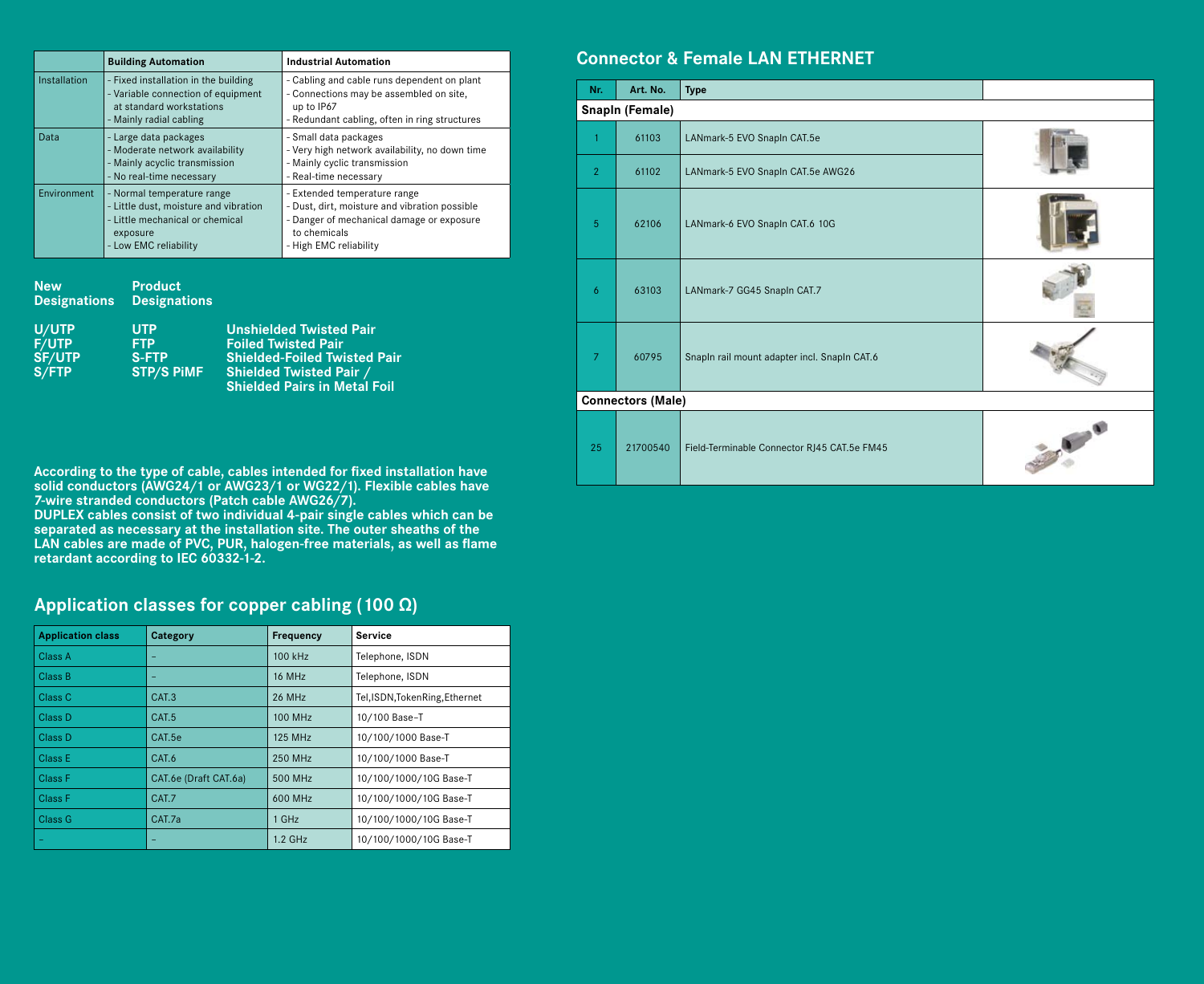| | Building Automation | Industrial Automation |
|---|---|---|
| Installation | - Fixed installation in the building<br>- Variable connection of equipment at standard workstations<br>- Mainly radial cabling | - Cabling and cable runs dependent on plant<br>- Connections may be assembled on site, up to IP67<br>- Redundant cabling, often in ring structures |
| Data | - Large data packages<br>- Moderate network availability<br>- Mainly acyclic transmission<br>- No real-time necessary | - Small data packages<br>- Very high network availability, no down time<br>- Mainly cyclic transmission<br>- Real-time necessary |
| Environment | - Normal temperature range<br>- Little dust, moisture and vibration<br>- Little mechanical or chemical exposure<br>- Low EMC reliability | - Extended temperature range<br>- Dust, dirt, moisture and vibration possible<br>- Danger of mechanical damage or exposure to chemicals<br>- High EMC reliability |

| New Designations | Product Designations | |
|---|---|---|
| U/UTP | UTP | Unshielded Twisted Pair |
| F/UTP | FTP | Foiled Twisted Pair |
| SF/UTP | S-FTP | Shielded-Foiled Twisted Pair |
| S/FTP | STP/S PiMF | Shielded Twisted Pair / Shielded Pairs in Metal Foil |

**According to the type of cable, cables intended for fixed installation have solid conductors (AWG24/1 or AWG23/1 or WG22/1). Flexible cables have 7-wire stranded conductors (Patch cable AWG26/7). DUPLEX cables consist of two individual 4-pair single cables which can be separated as necessary at the installation site. The outer sheaths of the LAN cables are made of PVC, PUR, halogen-free materials, as well as flame retardant according to IEC 60332-1-2.**

## Application classes for copper cabling (100 Ω)

| Application class | Category | Frequency | Service |
|---|---|---|---|
| Class A | - | 100 kHz | Telephone, ISDN |
| Class B | - | 16 MHz | Telephone, ISDN |
| Class C | CAT.3 | 26 MHz | Tel,ISDN,TokenRing,Ethernet |
| Class D | CAT.5 | 100 MHz | 10/100 Base-T |
| Class D | CAT.5e | 125 MHz | 10/100/1000 Base-T |
| Class E | CAT.6 | 250 MHz | 10/100/1000 Base-T |
| Class F | CAT.6e (Draft CAT.6a) | 500 MHz | 10/100/1000/10G Base-T |
| Class F | CAT.7 | 600 MHz | 10/100/1000/10G Base-T |
| Class G | CAT.7a | 1 GHz | 10/100/1000/10G Base-T |
| - | - | 1.2 GHz | 10/100/1000/10G Base-T |

## Connector & Female LAN ETHERNET

| Nr. | Art. No. | Type |
|---|---|---|
| **SnapIn (Female)** | | |
| 1 | 61103 | LANmark-5 EVO SnapIn CAT.5e |
| 2 | 61102 | LANmark-5 EVO SnapIn CAT.5e AWG26 |
| 5 | 62106 | LANmark-6 EVO SnapIn CAT.6 10G |
| 6 | 63103 | LANmark-7 GG45 SnapIn CAT.7 |
| 7 | 60795 | SnapIn rail mount adapter incl. SnapIn CAT.6 |
| **Connectors (Male)** | | |
| 25 | 21700540 | Field-Terminable Connector RJ45 CAT.5e FM45 |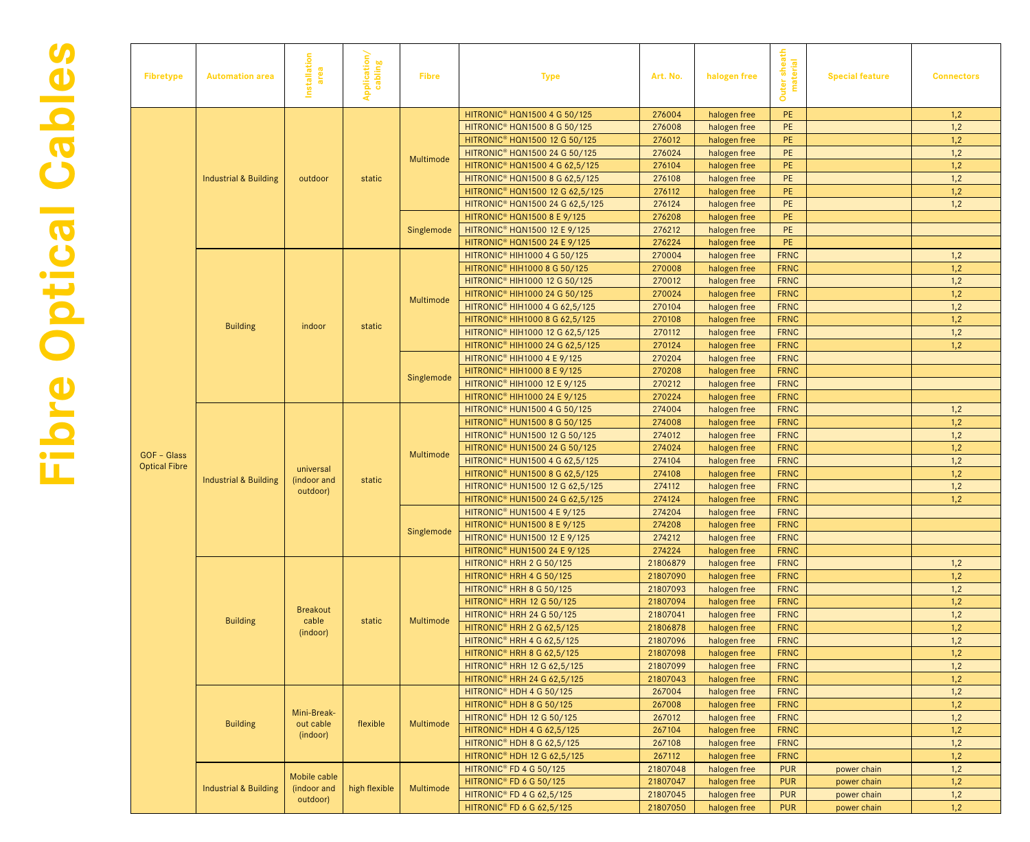# Fibre Optical Cables

| Fibretype | Automation area | Installation area | Application/ cabling | Fibre | Type | Art. No. | halogen free | Outer sheath material | Special feature | Connectors |
|---|---|---|---|---|---|---|---|---|---|---|
| GOF – Glass Optical Fibre | Industrial & Building | outdoor | static | Multimode | HITRONIC® HQN1500 4 G 50/125 | 276004 | halogen free | PE | | 1,2 |
| | | | | | HITRONIC® HQN1500 8 G 50/125 | 276008 | halogen free | PE | | 1,2 |
| | | | | | HITRONIC® HQN1500 12 G 50/125 | 276012 | halogen free | PE | | 1,2 |
| | | | | | HITRONIC® HQN1500 24 G 50/125 | 276024 | halogen free | PE | | 1,2 |
| | | | | | HITRONIC® HQN1500 4 G 62,5/125 | 276104 | halogen free | PE | | 1,2 |
| | | | | | HITRONIC® HQN1500 8 G 62,5/125 | 276108 | halogen free | PE | | 1,2 |
| | | | | | HITRONIC® HQN1500 12 G 62,5/125 | 276112 | halogen free | PE | | 1,2 |
| | | | | | HITRONIC® HQN1500 24 G 62,5/125 | 276124 | halogen free | PE | | 1,2 |
| | | | | Singlemode | HITRONIC® HQN1500 8 E 9/125 | 276208 | halogen free | PE | | |
| | | | | | HITRONIC® HQN1500 12 E 9/125 | 276212 | halogen free | PE | | |
| | | | | | HITRONIC® HQN1500 24 E 9/125 | 276224 | halogen free | PE | | |
| | Building | indoor | static | Multimode | HITRONIC® HIH1000 4 G 50/125 | 270004 | halogen free | FRNC | | 1,2 |
| | | | | | HITRONIC® HIH1000 8 G 50/125 | 270008 | halogen free | FRNC | | 1,2 |
| | | | | | HITRONIC® HIH1000 12 G 50/125 | 270012 | halogen free | FRNC | | 1,2 |
| | | | | | HITRONIC® HIH1000 24 G 50/125 | 270024 | halogen free | FRNC | | 1,2 |
| | | | | | HITRONIC® HIH1000 4 G 62,5/125 | 270104 | halogen free | FRNC | | 1,2 |
| | | | | | HITRONIC® HIH1000 8 G 62,5/125 | 270108 | halogen free | FRNC | | 1,2 |
| | | | | | HITRONIC® HIH1000 12 G 62,5/125 | 270112 | halogen free | FRNC | | 1,2 |
| | | | | | HITRONIC® HIH1000 24 G 62,5/125 | 270124 | halogen free | FRNC | | 1,2 |
| | | | | Singlemode | HITRONIC® HIH1000 4 E 9/125 | 270204 | halogen free | FRNC | | |
| | | | | | HITRONIC® HIH1000 8 E 9/125 | 270208 | halogen free | FRNC | | |
| | | | | | HITRONIC® HIH1000 12 E 9/125 | 270212 | halogen free | FRNC | | |
| | | | | | HITRONIC® HIH1000 24 E 9/125 | 270224 | halogen free | FRNC | | |
| | Industrial & Building | universal (indoor and outdoor) | static | Multimode | HITRONIC® HUN1500 4 G 50/125 | 274004 | halogen free | FRNC | | 1,2 |
| | | | | | HITRONIC® HUN1500 8 G 50/125 | 274008 | halogen free | FRNC | | 1,2 |
| | | | | | HITRONIC® HUN1500 12 G 50/125 | 274012 | halogen free | FRNC | | 1,2 |
| | | | | | HITRONIC® HUN1500 24 G 50/125 | 274024 | halogen free | FRNC | | 1,2 |
| | | | | | HITRONIC® HUN1500 4 G 62,5/125 | 274104 | halogen free | FRNC | | 1,2 |
| | | | | | HITRONIC® HUN1500 8 G 62,5/125 | 274108 | halogen free | FRNC | | 1,2 |
| | | | | | HITRONIC® HUN1500 12 G 62,5/125 | 274112 | halogen free | FRNC | | 1,2 |
| | | | | | HITRONIC® HUN1500 24 G 62,5/125 | 274124 | halogen free | FRNC | | 1,2 |
| | | | | Singlemode | HITRONIC® HUN1500 4 E 9/125 | 274204 | halogen free | FRNC | | |
| | | | | | HITRONIC® HUN1500 8 E 9/125 | 274208 | halogen free | FRNC | | |
| | | | | | HITRONIC® HUN1500 12 E 9/125 | 274212 | halogen free | FRNC | | |
| | | | | | HITRONIC® HUN1500 24 E 9/125 | 274224 | halogen free | FRNC | | |
| | Building | Breakout cable (indoor) | static | Multimode | HITRONIC® HRH 2 G 50/125 | 21806879 | halogen free | FRNC | | 1,2 |
| | | | | | HITRONIC® HRH 4 G 50/125 | 21807090 | halogen free | FRNC | | 1,2 |
| | | | | | HITRONIC® HRH 8 G 50/125 | 21807093 | halogen free | FRNC | | 1,2 |
| | | | | | HITRONIC® HRH 12 G 50/125 | 21807094 | halogen free | FRNC | | 1,2 |
| | | | | | HITRONIC® HRH 24 G 50/125 | 21807041 | halogen free | FRNC | | 1,2 |
| | | | | | HITRONIC® HRH 2 G 62,5/125 | 21806878 | halogen free | FRNC | | 1,2 |
| | | | | | HITRONIC® HRH 4 G 62,5/125 | 21807096 | halogen free | FRNC | | 1,2 |
| | | | | | HITRONIC® HRH 8 G 62,5/125 | 21807098 | halogen free | FRNC | | 1,2 |
| | | | | | HITRONIC® HRH 12 G 62,5/125 | 21807099 | halogen free | FRNC | | 1,2 |
| | | | | | HITRONIC® HRH 24 G 62,5/125 | 21807043 | halogen free | FRNC | | 1,2 |
| | Building | Mini-Break-out cable (indoor) | flexible | Multimode | HITRONIC® HDH 4 G 50/125 | 267004 | halogen free | FRNC | | 1,2 |
| | | | | | HITRONIC® HDH 8 G 50/125 | 267008 | halogen free | FRNC | | 1,2 |
| | | | | | HITRONIC® HDH 12 G 50/125 | 267012 | halogen free | FRNC | | 1,2 |
| | | | | | HITRONIC® HDH 4 G 62,5/125 | 267104 | halogen free | FRNC | | 1,2 |
| | | | | | HITRONIC® HDH 8 G 62,5/125 | 267108 | halogen free | FRNC | | 1,2 |
| | | | | | HITRONIC® HDH 12 G 62,5/125 | 267112 | halogen free | FRNC | | 1,2 |
| | Industrial & Building | Mobile cable (indoor and outdoor) | high flexible | Multimode | HITRONIC® FD 4 G 50/125 | 21807048 | halogen free | PUR | power chain | 1,2 |
| | | | | | HITRONIC® FD 6 G 50/125 | 21807047 | halogen free | PUR | power chain | 1,2 |
| | | | | | HITRONIC® FD 4 G 62,5/125 | 21807045 | halogen free | PUR | power chain | 1,2 |
| | | | | | HITRONIC® FD 6 G 62,5/125 | 21807050 | halogen free | PUR | power chain | 1,2 |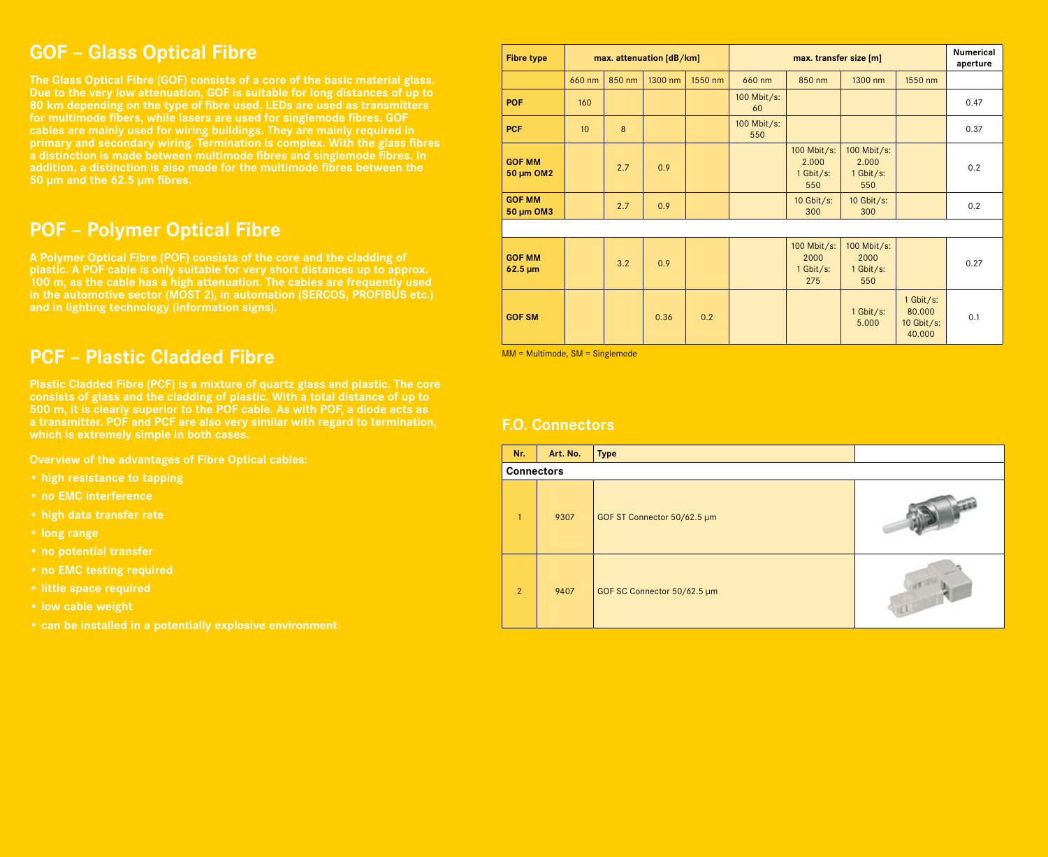# GOF – Glass Optical Fibre

**The Glass Optical Fibre (GOF) consists of a core of the basic material glass. Due to the very low attenuation, GOF is suitable for long distances of up to 80 km depending on the type of fibre used. LEDs are used as transmitters for multimode fibers, while lasers are used for singlemode fibres. GOF cables are mainly used for wiring buildings. They are mainly required in primary and secondary wiring. Termination is complex. With the glass fibres a distinction is made between multimode fibres and singlemode fibres. In addition, a distinction is also made for the multimode fibres between the 50 µm and the 62.5 µm fibres.**

# POF – Polymer Optical Fibre

**A Polymer Optical Fibre (POF) consists of the core and the cladding of plastic. A POF cable is only suitable for very short distances up to approx. 100 m, as the cable has a high attenuation. The cables are frequently used in the automotive sector (MOST 2), in automation (SERCOS, PROFIBUS etc.) and in lighting technology (information signs).**

# PCF – Plastic Cladded Fibre

**Plastic Cladded Fibre (PCF) is a mixture of quartz glass and plastic. The core consists of glass and the cladding of plastic. With a total distance of up to 500 m, it is clearly superior to the POF cable. As with POF, a diode acts as a transmitter. POF and PCF are also very similar with regard to termination, which is extremely simple in both cases.**

**Overview of the advantages of Fibre Optical cables:**

- **high resistance to tapping**
- **no EMC interference**
- **high data transfer rate**
- **long range**
- **no potential transfer**
- **no EMC testing required**
- **little space required**
- **low cable weight**
- **can be installed in a potentially explosive environment**

| Fibre type | max. attenuation [dB/km] | | | | max. transfer size [m] | | | | Numerical aperture |
|---|---|---|---|---|---|---|---|---|---|
| | 660 nm | 850 nm | 1300 nm | 1550 nm | 660 nm | 850 nm | 1300 nm | 1550 nm | |
| **POF** | 160 | | | | 100 Mbit/s: 60 | | | | 0.47 |
| **PCF** | 10 | 8 | | | 100 Mbit/s: 550 | | | | 0.37 |
| **GOF MM 50 µm OM2** | | 2.7 | 0.9 | | | 100 Mbit/s: 2.000 1 Gbit/s: 550 | 100 Mbit/s: 2.000 1 Gbit/s: 550 | | 0.2 |
| **GOF MM 50 µm OM3** | | 2.7 | 0.9 | | | 10 Gbit/s: 300 | 10 Gbit/s: 300 | | 0.2 |
| | | | | | | | | | |
| **GOF MM 62.5 µm** | | 3.2 | 0.9 | | | 100 Mbit/s: 2000 1 Gbit/s: 275 | 100 Mbit/s: 2000 1 Gbit/s: 550 | | 0.27 |
| **GOF SM** | | | 0.36 | 0.2 | | | 1 Gbit/s: 5.000 | 1 Gbit/s: 80.000 10 Gbit/s: 40.000 | 0.1 |

MM = Multimode, SM = Singlemode

## F.O. Connectors

| Nr. | Art. No. | Type | |
|---|---|---|---|
| **Connectors** | | | |
| 1 | 9307 | GOF ST Connector 50/62.5 µm | |
| 2 | 9407 | GOF SC Connector 50/62.5 µm | |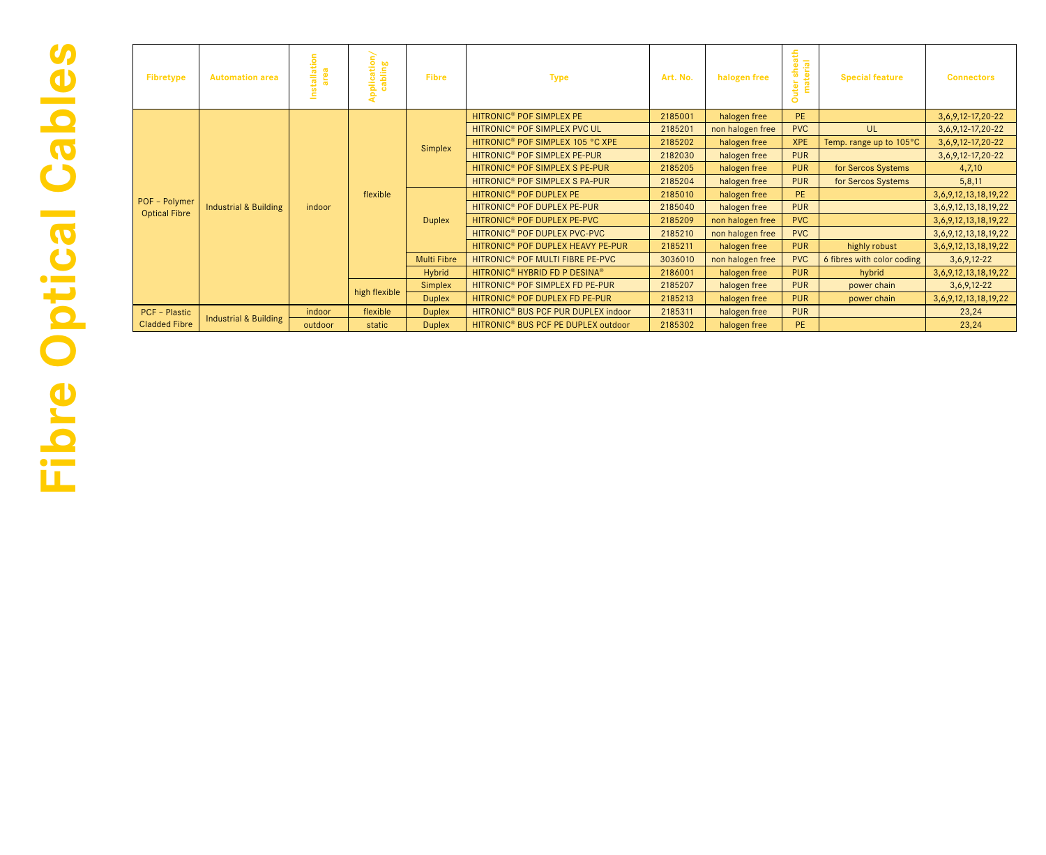# Fibre Optical Cables

| Fibretype | Automation area | Installation area | Application/ cabling | Fibre | Type | Art. No. | halogen free | Outer sheath material | Special feature | Connectors |
|---|---|---|---|---|---|---|---|---|---|---|
| POF – Polymer Optical Fibre | Industrial & Building | indoor | flexible | Simplex | HITRONIC® POF SIMPLEX PE | 2185001 | halogen free | PE | | 3,6,9,12-17,20-22 |
| | | | | | HITRONIC® POF SIMPLEX PVC UL | 2185201 | non halogen free | PVC | UL | 3,6,9,12-17,20-22 |
| | | | | | HITRONIC® POF SIMPLEX 105 °C XPE | 2185202 | halogen free | XPE | Temp. range up to 105°C | 3,6,9,12-17,20-22 |
| | | | | | HITRONIC® POF SIMPLEX PE-PUR | 2182030 | halogen free | PUR | | 3,6,9,12-17,20-22 |
| | | | | | HITRONIC® POF SIMPLEX S PE-PUR | 2185205 | halogen free | PUR | for Sercos Systems | 4,7,10 |
| | | | | | HITRONIC® POF SIMPLEX S PA-PUR | 2185204 | halogen free | PUR | for Sercos Systems | 5,8,11 |
| | | | | Duplex | HITRONIC® POF DUPLEX PE | 2185010 | halogen free | PE | | 3,6,9,12,13,18,19,22 |
| | | | | | HITRONIC® POF DUPLEX PE-PUR | 2185040 | halogen free | PUR | | 3,6,9,12,13,18,19,22 |
| | | | | | HITRONIC® POF DUPLEX PE-PVC | 2185209 | non halogen free | PVC | | 3,6,9,12,13,18,19,22 |
| | | | | | HITRONIC® POF DUPLEX PVC-PVC | 2185210 | non halogen free | PVC | | 3,6,9,12,13,18,19,22 |
| | | | | | HITRONIC® POF DUPLEX HEAVY PE-PUR | 2185211 | halogen free | PUR | highly robust | 3,6,9,12,13,18,19,22 |
| | | | | Multi Fibre | HITRONIC® POF MULTI FIBRE PE-PVC | 3036010 | non halogen free | PVC | 6 fibres with color coding | 3,6,9,12-22 |
| | | | | Hybrid | HITRONIC® HYBRID FD P DESINA® | 2186001 | halogen free | PUR | hybrid | 3,6,9,12,13,18,19,22 |
| | | | high flexible | Simplex | HITRONIC® POF SIMPLEX FD PE-PUR | 2185207 | halogen free | PUR | power chain | 3,6,9,12-22 |
| | | | | Duplex | HITRONIC® POF DUPLEX FD PE-PUR | 2185213 | halogen free | PUR | power chain | 3,6,9,12,13,18,19,22 |
| PCF – Plastic Cladded Fibre | Industrial & Building | indoor | flexible | Duplex | HITRONIC® BUS PCF PUR DUPLEX indoor | 2185311 | halogen free | PUR | | 23,24 |
| | | outdoor | static | Duplex | HITRONIC® BUS PCF PE DUPLEX outdoor | 2185302 | halogen free | PE | | 23,24 |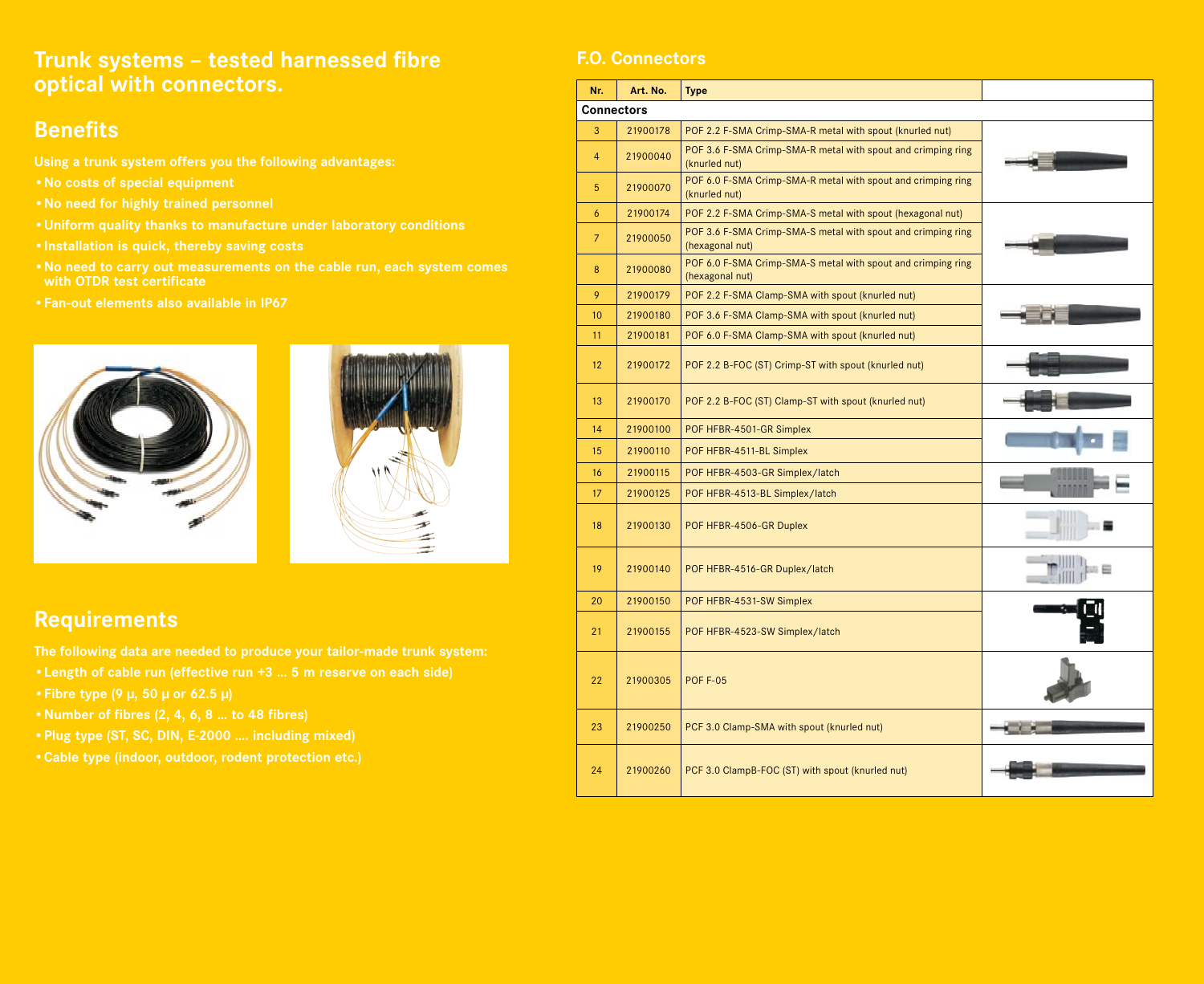# Trunk systems – tested harnessed fibre optical with connectors.

## Benefits

Using a trunk system offers you the following advantages:

- No costs of special equipment
- No need for highly trained personnel
- Uniform quality thanks to manufacture under laboratory conditions
- Installation is quick, thereby saving costs
- No need to carry out measurements on the cable run, each system comes with OTDR test certificate
- Fan-out elements also available in IP67

## Requirements

The following data are needed to produce your tailor-made trunk system:

- Length of cable run (effective run +3 ... 5 m reserve on each side)
- Fibre type (9 µ, 50 µ or 62.5 µ)
- Number of fibres (2, 4, 6, 8 ... to 48 fibres)
- Plug type (ST, SC, DIN, E-2000 .... including mixed)
- Cable type (indoor, outdoor, rodent protection etc.)

## F.O. Connectors

| Nr. | Art. No. | Type |
|---|---|---|
| **Connectors** | | |
| 3 | 21900178 | POF 2.2 F-SMA Crimp-SMA-R metal with spout (knurled nut) |
| 4 | 21900040 | POF 3.6 F-SMA Crimp-SMA-R metal with spout and crimping ring (knurled nut) |
| 5 | 21900070 | POF 6.0 F-SMA Crimp-SMA-R metal with spout and crimping ring (knurled nut) |
| 6 | 21900174 | POF 2.2 F-SMA Crimp-SMA-S metal with spout (hexagonal nut) |
| 7 | 21900050 | POF 3.6 F-SMA Crimp-SMA-S metal with spout and crimping ring (hexagonal nut) |
| 8 | 21900080 | POF 6.0 F-SMA Crimp-SMA-S metal with spout and crimping ring (hexagonal nut) |
| 9 | 21900179 | POF 2.2 F-SMA Clamp-SMA with spout (knurled nut) |
| 10 | 21900180 | POF 3.6 F-SMA Clamp-SMA with spout (knurled nut) |
| 11 | 21900181 | POF 6.0 F-SMA Clamp-SMA with spout (knurled nut) |
| 12 | 21900172 | POF 2.2 B-FOC (ST) Crimp-ST with spout (knurled nut) |
| 13 | 21900170 | POF 2.2 B-FOC (ST) Clamp-ST with spout (knurled nut) |
| 14 | 21900100 | POF HFBR-4501-GR Simplex |
| 15 | 21900110 | POF HFBR-4511-BL Simplex |
| 16 | 21900115 | POF HFBR-4503-GR Simplex/latch |
| 17 | 21900125 | POF HFBR-4513-BL Simplex/latch |
| 18 | 21900130 | POF HFBR-4506-GR Duplex |
| 19 | 21900140 | POF HFBR-4516-GR Duplex/latch |
| 20 | 21900150 | POF HFBR-4531-SW Simplex |
| 21 | 21900155 | POF HFBR-4523-SW Simplex/latch |
| 22 | 21900305 | POF F-05 |
| 23 | 21900250 | PCF 3.0 Clamp-SMA with spout (knurled nut) |
| 24 | 21900260 | PCF 3.0 ClampB-FOC (ST) with spout (knurled nut) |